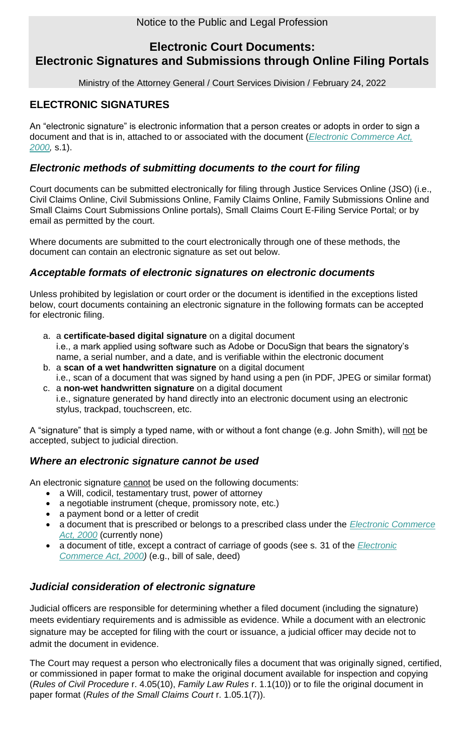Notice to the Public and Legal Profession

# Electronic Court Documents: Electronic Signatures and Submissions through Online Filing Portals

Ministry of the Attorney General / Court Services Division / February 24, 2022

## ELECTRONIC SIGNATURES

An "electronic signature" is electronic information that a person creates or adopts in order to sign a document and that is in, attached to or associated with the document (*Electronic Commerce Act, 2000,* s.1).

### *Electronic methods of submitting documents to the court for filing*

Court documents can be submitted electronically for filing through Justice Services Online (JSO) (i.e., Civil Claims Online, Civil Submissions Online, Family Claims Online, Family Submissions Online and Small Claims Court Submissions Online portals), Small Claims Court E-Filing Service Portal; or by email as permitted by the court.

Where documents are submitted to the court electronically through one of these methods, the document can contain an electronic signature as set out below.

### *Acceptable formats of electronic signatures on electronic documents*

Unless prohibited by legislation or court order or the document is identified in the exceptions listed below, court documents containing an electronic signature in the following formats can be accepted for electronic filing.

a. a **certificate-based digital signature** on a digital document
   i.e., a mark applied using software such as Adobe or DocuSign that bears the signatory's name, a serial number, and a date, and is verifiable within the electronic document
b. a **scan of a wet handwritten signature** on a digital document
   i.e., scan of a document that was signed by hand using a pen (in PDF, JPEG or similar format)
c. a **non-wet handwritten signature** on a digital document
   i.e., signature generated by hand directly into an electronic document using an electronic stylus, trackpad, touchscreen, etc.

A "signature" that is simply a typed name, with or without a font change (e.g. John Smith), will not be accepted, subject to judicial direction.

### *Where an electronic signature cannot be used*

An electronic signature cannot be used on the following documents:

- a Will, codicil, testamentary trust, power of attorney
- a negotiable instrument (cheque, promissory note, etc.)
- a payment bond or a letter of credit
- a document that is prescribed or belongs to a prescribed class under the *Electronic Commerce Act, 2000* (currently none)
- a document of title, except a contract of carriage of goods (see s. 31 of the *Electronic Commerce Act, 2000)* (e.g., bill of sale, deed)

### *Judicial consideration of electronic signature*

Judicial officers are responsible for determining whether a filed document (including the signature) meets evidentiary requirements and is admissible as evidence. While a document with an electronic signature may be accepted for filing with the court or issuance, a judicial officer may decide not to admit the document in evidence.

The Court may request a person who electronically files a document that was originally signed, certified, or commissioned in paper format to make the original document available for inspection and copying (*Rules of Civil Procedure* r. 4.05(10), *Family Law Rules* r. 1.1(10)) or to file the original document in paper format (*Rules of the Small Claims Court* r. 1.05.1(7)).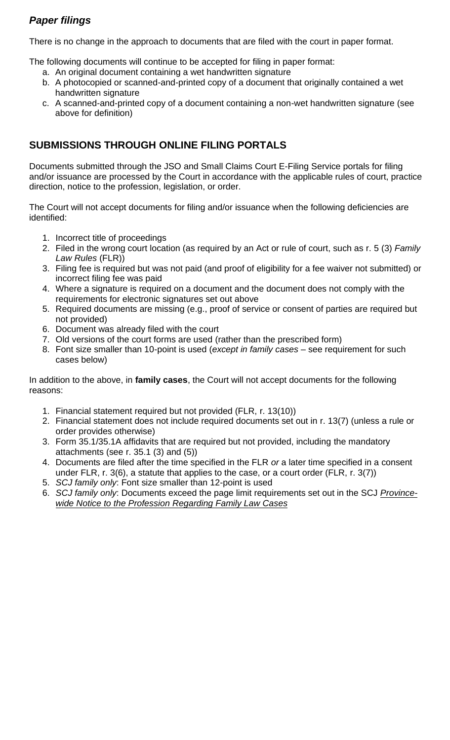### ***Paper filings***

There is no change in the approach to documents that are filed with the court in paper format.

The following documents will continue to be accepted for filing in paper format:

a. An original document containing a wet handwritten signature
b. A photocopied or scanned-and-printed copy of a document that originally contained a wet handwritten signature
c. A scanned-and-printed copy of a document containing a non-wet handwritten signature (see above for definition)

## SUBMISSIONS THROUGH ONLINE FILING PORTALS

Documents submitted through the JSO and Small Claims Court E-Filing Service portals for filing and/or issuance are processed by the Court in accordance with the applicable rules of court, practice direction, notice to the profession, legislation, or order.

The Court will not accept documents for filing and/or issuance when the following deficiencies are identified:

1. Incorrect title of proceedings
2. Filed in the wrong court location (as required by an Act or rule of court, such as r. 5 (3) *Family Law Rules* (FLR))
3. Filing fee is required but was not paid (and proof of eligibility for a fee waiver not submitted) or incorrect filing fee was paid
4. Where a signature is required on a document and the document does not comply with the requirements for electronic signatures set out above
5. Required documents are missing (e.g., proof of service or consent of parties are required but not provided)
6. Document was already filed with the court
7. Old versions of the court forms are used (rather than the prescribed form)
8. Font size smaller than 10-point is used (*except in family cases* – see requirement for such cases below)

In addition to the above, in **family cases**, the Court will not accept documents for the following reasons:

1. Financial statement required but not provided (FLR, r. 13(10))
2. Financial statement does not include required documents set out in r. 13(7) (unless a rule or order provides otherwise)
3. Form 35.1/35.1A affidavits that are required but not provided, including the mandatory attachments (see r. 35.1 (3) and (5))
4. Documents are filed after the time specified in the FLR *or* a later time specified in a consent under FLR, r. 3(6), a statute that applies to the case, or a court order (FLR, r. 3(7))
5. *SCJ family only*: Font size smaller than 12-point is used
6. *SCJ family only*: Documents exceed the page limit requirements set out in the SCJ *Province-wide Notice to the Profession Regarding Family Law Cases*